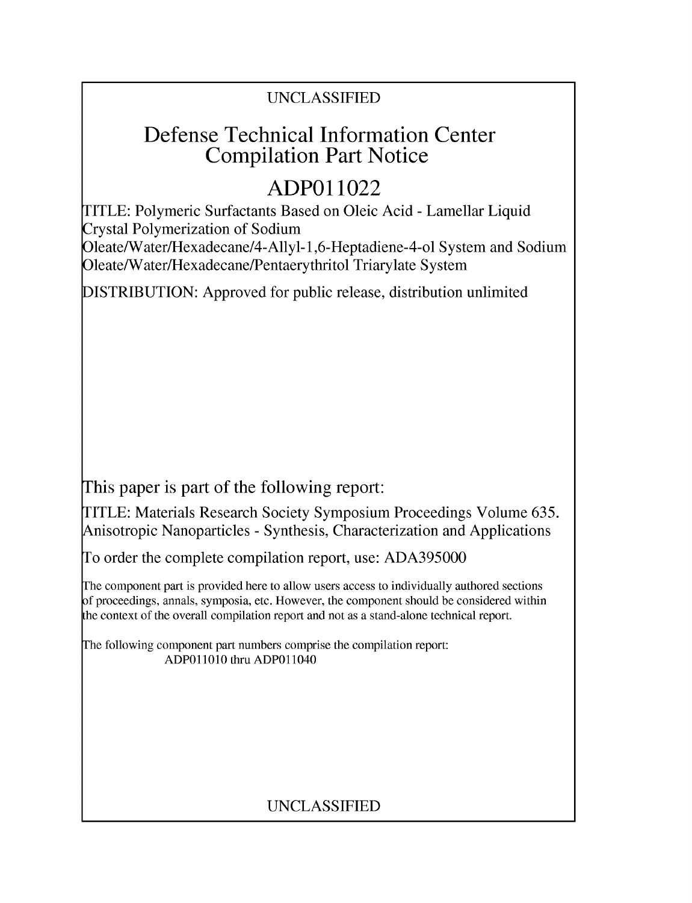UNCLASSIFIED

# Defense Technical Information Center Compilation Part Notice

## ADP011022

TITLE: Polymeric Surfactants Based on Oleic Acid - Lamellar Liquid Crystal Polymerization of Sodium Oleate/Water/Hexadecane/4-Allyl-1,6-Heptadiene-4-ol System and Sodium Oleate/Water/Hexadecane/Pentaerythritol Triarylate System

DISTRIBUTION: Approved for public release, distribution unlimited

This paper is part of the following report:

TITLE: Materials Research Society Symposium Proceedings Volume 635. Anisotropic Nanoparticles - Synthesis, Characterization and Applications

To order the complete compilation report, use: ADA395000

The component part is provided here to allow users access to individually authored sections of proceedings, annals, symposia, etc. However, the component should be considered within the context of the overall compilation report and not as a stand-alone technical report.

The following component part numbers comprise the compilation report:
ADP011010 thru ADP011040

UNCLASSIFIED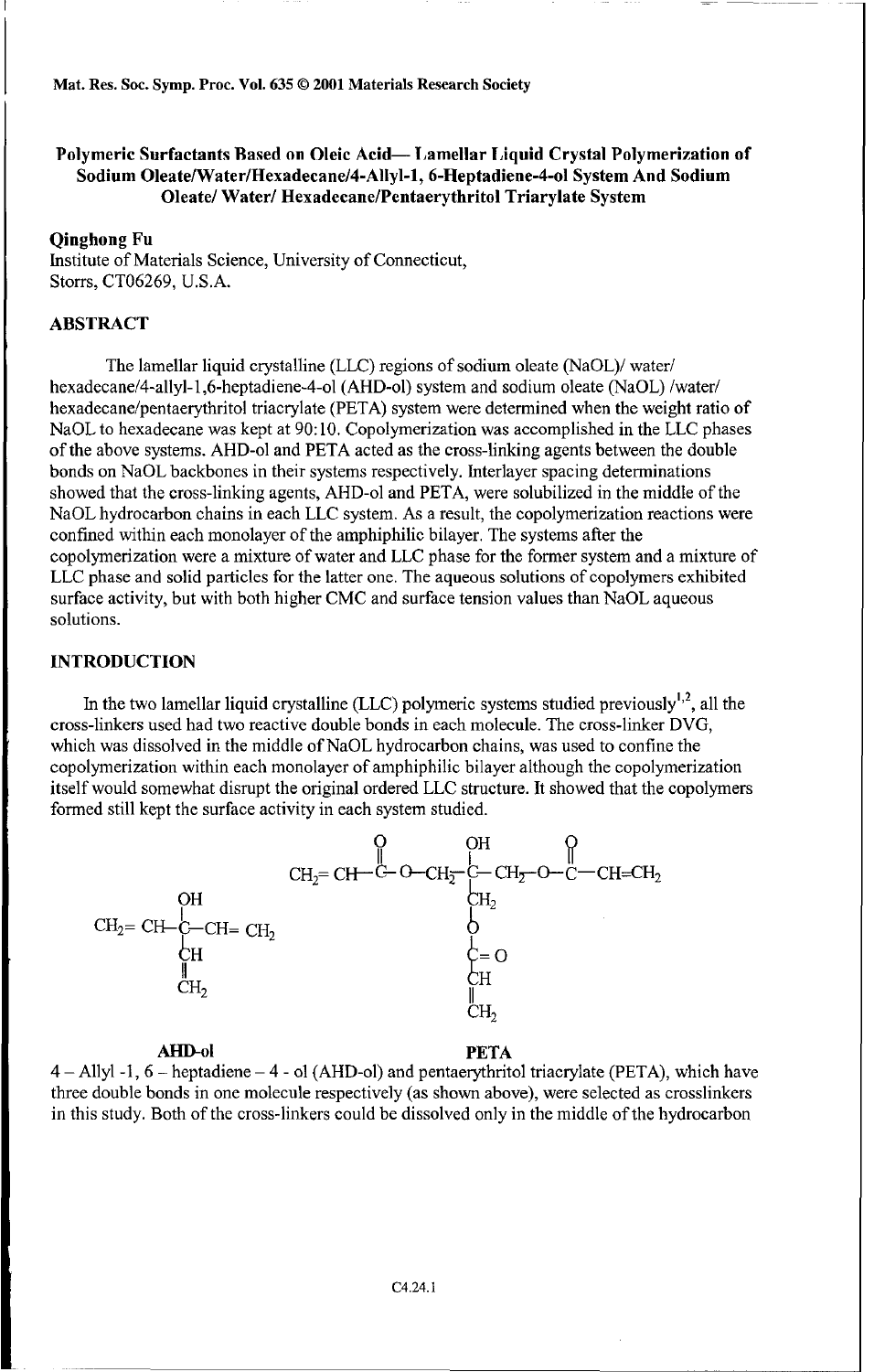# Polymeric Surfactants Based on Oleic Acid— Lamellar Liquid Crystal Polymerization of Sodium Oleate/Water/Hexadecane/4-Allyl-1, 6-Heptadiene-4-ol System And Sodium Oleate/ Water/ Hexadecane/Pentaerythritol Triarylate System

**Qinghong Fu**
Institute of Materials Science, University of Connecticut,
Storrs, CT06269, U.S.A.

## ABSTRACT

The lamellar liquid crystalline (LLC) regions of sodium oleate (NaOL)/ water/ hexadecane/4-allyl-1,6-heptadiene-4-ol (AHD-ol) system and sodium oleate (NaOL) /water/ hexadecane/pentaerythritol triacrylate (PETA) system were determined when the weight ratio of NaOL to hexadecane was kept at 90:10. Copolymerization was accomplished in the LLC phases of the above systems. AHD-ol and PETA acted as the cross-linking agents between the double bonds on NaOL backbones in their systems respectively. Interlayer spacing determinations showed that the cross-linking agents, AHD-ol and PETA, were solubilized in the middle of the NaOL hydrocarbon chains in each LLC system. As a result, the copolymerization reactions were confined within each monolayer of the amphiphilic bilayer. The systems after the copolymerization were a mixture of water and LLC phase for the former system and a mixture of LLC phase and solid particles for the latter one. The aqueous solutions of copolymers exhibited surface activity, but with both higher CMC and surface tension values than NaOL aqueous solutions.

## INTRODUCTION

In the two lamellar liquid crystalline (LLC) polymeric systems studied previously[1,2], all the cross-linkers used had two reactive double bonds in each molecule. The cross-linker DVG, which was dissolved in the middle of NaOL hydrocarbon chains, was used to confine the copolymerization within each monolayer of amphiphilic bilayer although the copolymerization itself would somewhat disrupt the original ordered LLC structure. It showed that the copolymers formed still kept the surface activity in each system studied.

AHD-ol: $CH_2=CH-C(OH)(CH=CH_2)-CH=CH_2$

PETA: $CH_2=CH-C(=O)-O-CH_2-C(OH)(CH_2-O-C(=O)-CH=CH_2)-CH_2-O-C(=O)-CH=CH_2$

**AHD-ol** **PETA**

4 – Allyl -1, 6 – heptadiene – 4 - ol (AHD-ol) and pentaerythritol triacrylate (PETA), which have three double bonds in one molecule respectively (as shown above), were selected as crosslinkers in this study. Both of the cross-linkers could be dissolved only in the middle of the hydrocarbon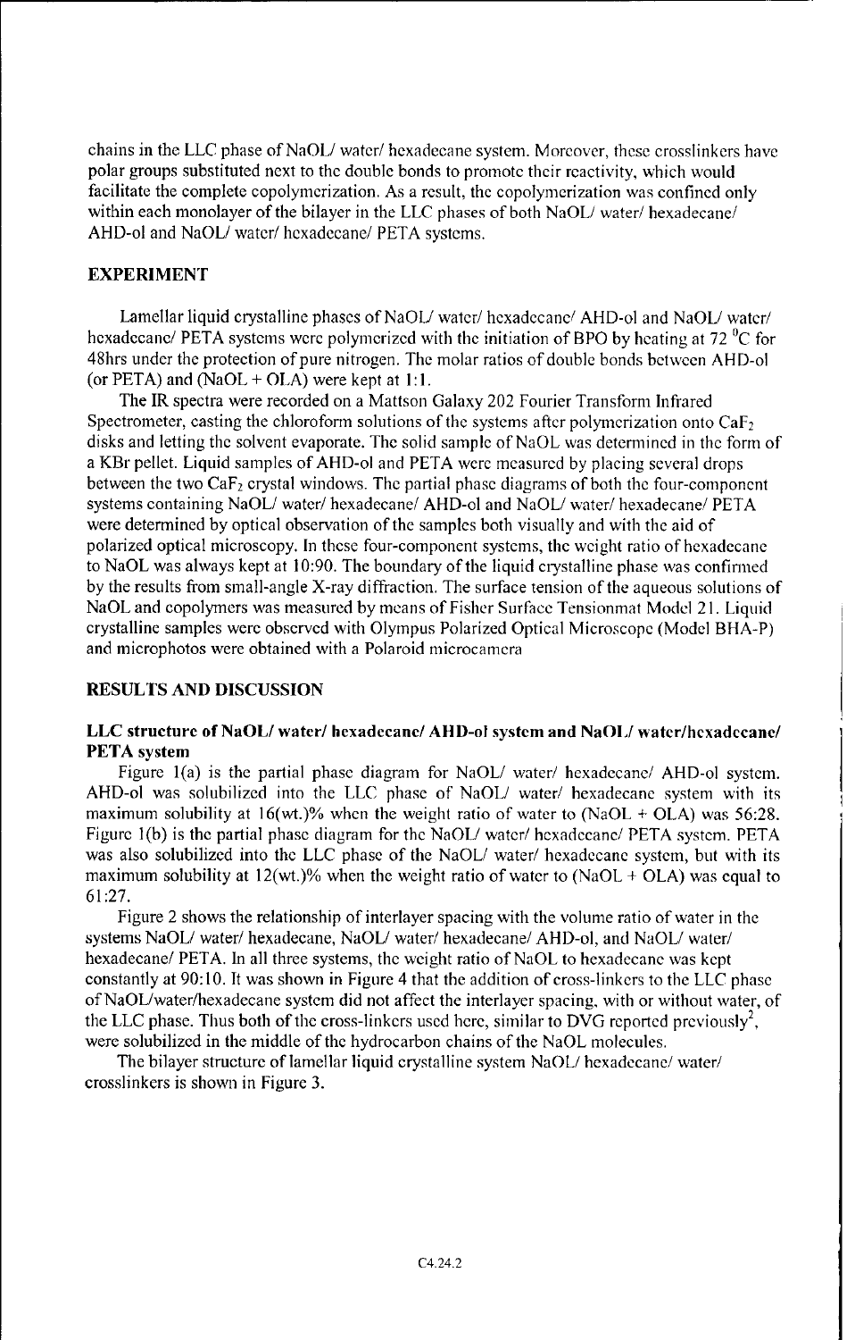chains in the LLC phase of NaOL/ water/ hexadecane system. Moreover, these crosslinkers have polar groups substituted next to the double bonds to promote their reactivity, which would facilitate the complete copolymerization. As a result, the copolymerization was confined only within each monolayer of the bilayer in the LLC phases of both NaOL/ water/ hexadecane/ AHD-ol and NaOL/ water/ hexadecane/ PETA systems.

## EXPERIMENT

Lamellar liquid crystalline phases of NaOL/ water/ hexadecane/ AHD-ol and NaOL/ water/ hexadecane/ PETA systems were polymerized with the initiation of BPO by heating at 72 $^0$C for 48hrs under the protection of pure nitrogen. The molar ratios of double bonds between AHD-ol (or PETA) and (NaOL + OLA) were kept at 1:1.

The IR spectra were recorded on a Mattson Galaxy 202 Fourier Transform Infrared Spectrometer, casting the chloroform solutions of the systems after polymerization onto $CaF_2$ disks and letting the solvent evaporate. The solid sample of NaOL was determined in the form of a KBr pellet. Liquid samples of AHD-ol and PETA were measured by placing several drops between the two $CaF_2$ crystal windows. The partial phase diagrams of both the four-component systems containing NaOL/ water/ hexadecane/ AHD-ol and NaOL/ water/ hexadecane/ PETA were determined by optical observation of the samples both visually and with the aid of polarized optical microscopy. In these four-component systems, the weight ratio of hexadecane to NaOL was always kept at 10:90. The boundary of the liquid crystalline phase was confirmed by the results from small-angle X-ray diffraction. The surface tension of the aqueous solutions of NaOL and copolymers was measured by means of Fisher Surface Tensionmat Model 21. Liquid crystalline samples were observed with Olympus Polarized Optical Microscope (Model BHA-P) and microphotos were obtained with a Polaroid microcamera

## RESULTS AND DISCUSSION

### LLC structure of NaOL/ water/ hexadecane/ AHD-ol system and NaOL/ water/hexadecane/ PETA system

Figure 1(a) is the partial phase diagram for NaOL/ water/ hexadecane/ AHD-ol system. AHD-ol was solubilized into the LLC phase of NaOL/ water/ hexadecane system with its maximum solubility at 16(wt.)% when the weight ratio of water to (NaOL + OLA) was 56:28. Figure 1(b) is the partial phase diagram for the NaOL/ water/ hexadecane/ PETA system. PETA was also solubilized into the LLC phase of the NaOL/ water/ hexadecane system, but with its maximum solubility at 12(wt.)% when the weight ratio of water to (NaOL + OLA) was equal to 61:27.

Figure 2 shows the relationship of interlayer spacing with the volume ratio of water in the systems NaOL/ water/ hexadecane, NaOL/ water/ hexadecane/ AHD-ol, and NaOL/ water/ hexadecane/ PETA. In all three systems, the weight ratio of NaOL to hexadecane was kept constantly at 90:10. It was shown in Figure 4 that the addition of cross-linkers to the LLC phase of NaOL/water/hexadecane system did not affect the interlayer spacing, with or without water, of the LLC phase. Thus both of the cross-linkers used here, similar to DVG reported previously[2], were solubilized in the middle of the hydrocarbon chains of the NaOL molecules.

The bilayer structure of lamellar liquid crystalline system NaOL/ hexadecane/ water/ crosslinkers is shown in Figure 3.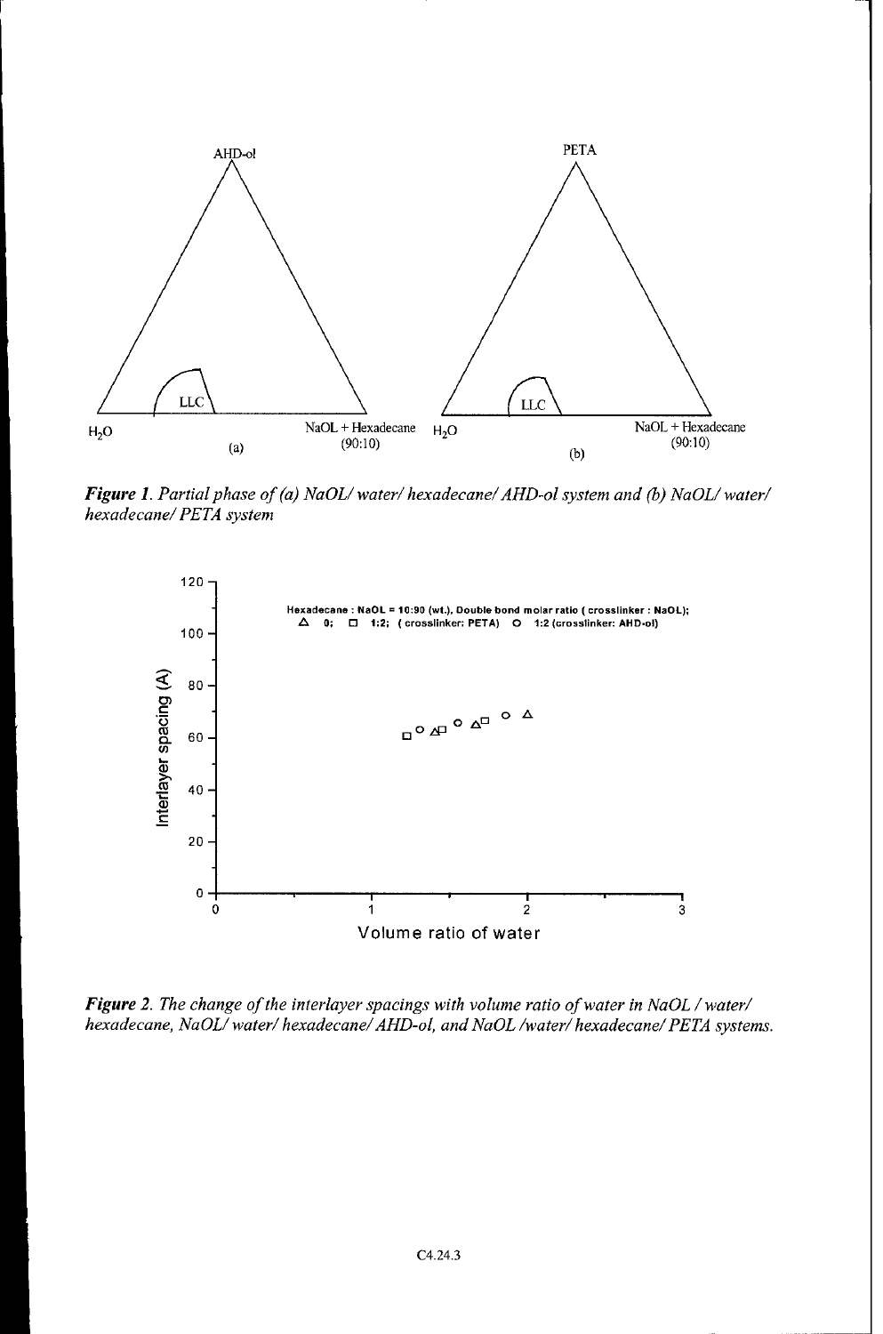AHD-ol

LLC

$H_2O$

NaOL + Hexadecane (90:10)

(a)

PETA

LLC

$H_2O$

NaOL + Hexadecane (90:10)

(b)

***Figure 1****. Partial phase of (a) NaOL/ water/ hexadecane/ AHD-ol system and (b) NaOL/ water/ hexadecane/ PETA system*

Hexadecane : NaOL = 10:90 (wt.), Double bond molar ratio ( crosslinker : NaOL);

△ 0; □ 1:2; ( crosslinker: PETA) ○ 1:2 (crosslinker: AHD-ol)

Interlayer spacing (A)

120

100

80

60

40

20

0

0 1 2 3

Volume ratio of water

***Figure 2****. The change of the interlayer spacings with volume ratio of water in NaOL / water/ hexadecane, NaOL/ water/ hexadecane/ AHD-ol, and NaOL /water/ hexadecane/ PETA systems.*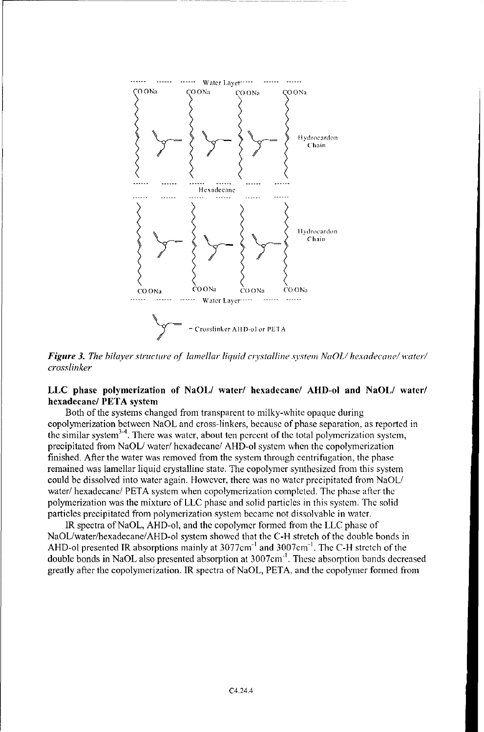Water Layer

COONa COONa COONa COONa

Hydrocardon Chain

Hexadecane

Hydrocardon Chain

COONa COONa COONa COONa

Water Layer

– Crosslinker AHD-ol or PETA

***Figure 3.*** *The bilayer structure of lamellar liquid crystalline system NaOL/ hexadecane/ water/ crosslinker*

**LLC phase polymerization of NaOL/ water/ hexadecane/ AHD-ol and NaOL/ water/ hexadecane/ PETA system**

Both of the systems changed from transparent to milky-white opaque during copolymerization between NaOL and cross-linkers, because of phase separation, as reported in the similar system[3-4]. There was water, about ten percent of the total polymerization system, precipitated from NaOL/ water/ hexadecane/ AHD-ol system when the copolymerization finished. After the water was removed from the system through centrifugation, the phase remained was lamellar liquid crystalline state. The copolymer synthesized from this system could be dissolved into water again. However, there was no water precipitated from NaOL/ water/ hexadecane/ PETA system when copolymerization completed. The phase after the polymerization was the mixture of LLC phase and solid particles in this system. The solid particles precipitated from polymerization system became not dissolvable in water.

IR spectra of NaOL, AHD-ol, and the copolymer formed from the LLC phase of NaOL/water/hexadecane/AHD-ol system showed that the C-H stretch of the double bonds in AHD-ol presented IR absorptions mainly at 3077cm$^{-1}$ and 3007cm$^{-1}$. The C-H stretch of the double bonds in NaOL also presented absorption at 3007cm$^{-1}$. These absorption bands decreased greatly after the copolymerization. IR spectra of NaOL, PETA, and the copolymer formed from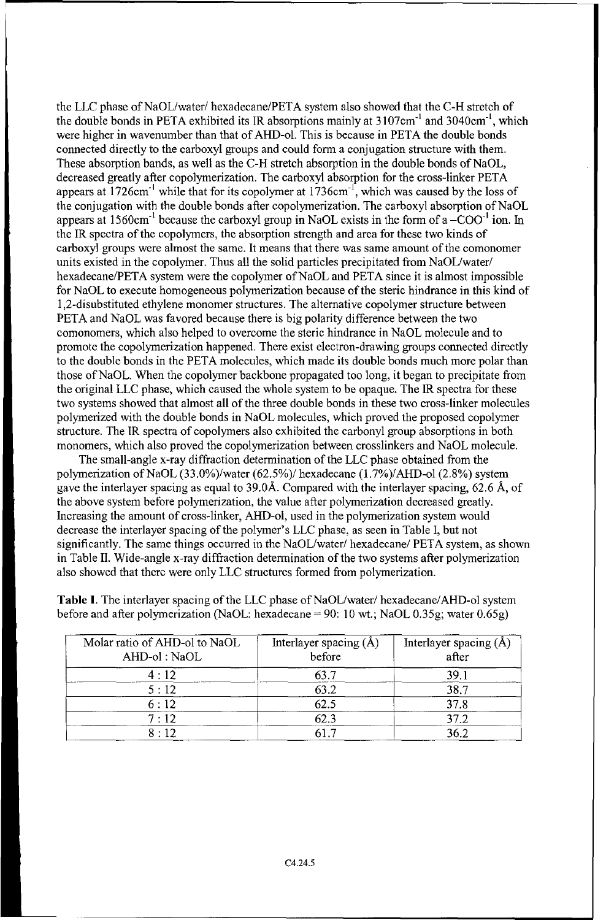the LLC phase of NaOL/water/ hexadecane/PETA system also showed that the C-H stretch of the double bonds in PETA exhibited its IR absorptions mainly at $3107cm^{-1}$ and $3040cm^{-1}$, which were higher in wavenumber than that of AHD-ol. This is because in PETA the double bonds connected directly to the carboxyl groups and could form a conjugation structure with them. These absorption bands, as well as the C-H stretch absorption in the double bonds of NaOL, decreased greatly after copolymerization. The carboxyl absorption for the cross-linker PETA appears at $1726cm^{-1}$ while that for its copolymer at $1736cm^{-1}$, which was caused by the loss of the conjugation with the double bonds after copolymerization. The carboxyl absorption of NaOL appears at $1560cm^{-1}$ because the carboxyl group in NaOL exists in the form of a $-COO^{-1}$ ion. In the IR spectra of the copolymers, the absorption strength and area for these two kinds of carboxyl groups were almost the same. It means that there was same amount of the comonomer units existed in the copolymer. Thus all the solid particles precipitated from NaOL/water/ hexadecane/PETA system were the copolymer of NaOL and PETA since it is almost impossible for NaOL to execute homogeneous polymerization because of the steric hindrance in this kind of 1,2-disubstituted ethylene monomer structures. The alternative copolymer structure between PETA and NaOL was favored because there is big polarity difference between the two comonomers, which also helped to overcome the steric hindrance in NaOL molecule and to promote the copolymerization happened. There exist electron-drawing groups connected directly to the double bonds in the PETA molecules, which made its double bonds much more polar than those of NaOL. When the copolymer backbone propagated too long, it began to precipitate from the original LLC phase, which caused the whole system to be opaque. The IR spectra for these two systems showed that almost all of the three double bonds in these two cross-linker molecules polymerized with the double bonds in NaOL molecules, which proved the proposed copolymer structure. The IR spectra of copolymers also exhibited the carbonyl group absorptions in both monomers, which also proved the copolymerization between crosslinkers and NaOL molecule.

The small-angle x-ray diffraction determination of the LLC phase obtained from the polymerization of NaOL (33.0%)/water (62.5%)/ hexadecane (1.7%)/AHD-ol (2.8%) system gave the interlayer spacing as equal to 39.0Å. Compared with the interlayer spacing, 62.6 Å, of the above system before polymerization, the value after polymerization decreased greatly. Increasing the amount of cross-linker, AHD-ol, used in the polymerization system would decrease the interlayer spacing of the polymer's LLC phase, as seen in Table I, but not significantly. The same things occurred in the NaOL/water/ hexadecane/ PETA system, as shown in Table II. Wide-angle x-ray diffraction determination of the two systems after polymerization also showed that there were only LLC structures formed from polymerization.

**Table I**. The interlayer spacing of the LLC phase of NaOL/water/ hexadecane/AHD-ol system before and after polymerization (NaOL: hexadecane = 90: 10 wt.; NaOL 0.35g; water 0.65g)

| Molar ratio of AHD-ol to NaOL AHD-ol : NaOL | Interlayer spacing (Å) before | Interlayer spacing (Å) after |
|---|---|---|
| 4 : 12 | 63.7 | 39.1 |
| 5 : 12 | 63.2 | 38.7 |
| 6 : 12 | 62.5 | 37.8 |
| 7 : 12 | 62.3 | 37.2 |
| 8 : 12 | 61.7 | 36.2 |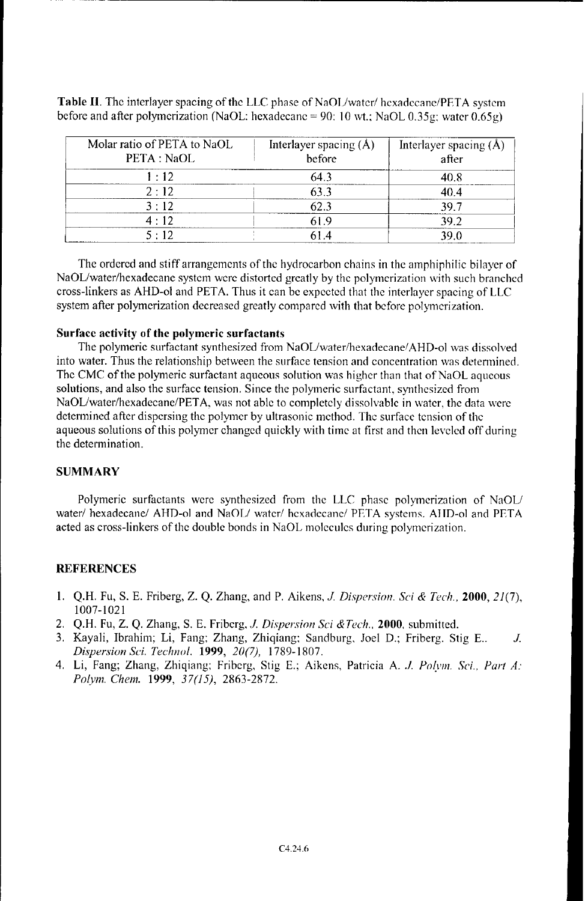**Table II.** The interlayer spacing of the LLC phase of NaOL/water/ hexadecane/PETA system before and after polymerization (NaOL: hexadecane = 90: 10 wt.; NaOL 0.35g; water 0.65g)

| Molar ratio of PETA to NaOL PETA : NaOL | Interlayer spacing (Å) before | Interlayer spacing (Å) after |
|---|---|---|
| 1 : 12 | 64.3 | 40.8 |
| 2 : 12 | 63.3 | 40.4 |
| 3 : 12 | 62.3 | 39.7 |
| 4 : 12 | 61.9 | 39.2 |
| 5 : 12 | 61.4 | 39.0 |

The ordered and stiff arrangements of the hydrocarbon chains in the amphiphilic bilayer of NaOL/water/hexadecane system were distorted greatly by the polymerization with such branched cross-linkers as AHD-ol and PETA. Thus it can be expected that the interlayer spacing of LLC system after polymerization decreased greatly compared with that before polymerization.

### Surface activity of the polymeric surfactants

The polymeric surfactant synthesized from NaOL/water/hexadecane/AHD-ol was dissolved into water. Thus the relationship between the surface tension and concentration was determined. The CMC of the polymeric surfactant aqueous solution was higher than that of NaOL aqueous solutions, and also the surface tension. Since the polymeric surfactant, synthesized from NaOL/water/hexadecane/PETA, was not able to completely dissolvable in water, the data were determined after dispersing the polymer by ultrasonic method. The surface tension of the aqueous solutions of this polymer changed quickly with time at first and then leveled off during the determination.

## SUMMARY

Polymeric surfactants were synthesized from the LLC phase polymerization of NaOL/ water/ hexadecane/ AHD-ol and NaOL/ water/ hexadecane/ PETA systems. AHD-ol and PETA acted as cross-linkers of the double bonds in NaOL molecules during polymerization.

## REFERENCES

1. Q.H. Fu, S. E. Friberg, Z. Q. Zhang, and P. Aikens, *J. Dispersion. Sci & Tech.*, **2000**, *21*(7), 1007-1021
2. Q.H. Fu, Z. Q. Zhang, S. E. Friberg, *J. Dispersion Sci &Tech.*, **2000**, submitted.
3. Kayali, Ibrahim; Li, Fang; Zhang, Zhiqiang; Sandburg, Joel D.; Friberg, Stig E.. *J. Dispersion Sci. Technol.* **1999**, *20(7)*, 1789-1807.
4. Li, Fang; Zhang, Zhiqiang; Friberg, Stig E.; Aikens, Patricia A. *J. Polym. Sci., Part A: Polym. Chem.* **1999**, *37(15)*, 2863-2872.